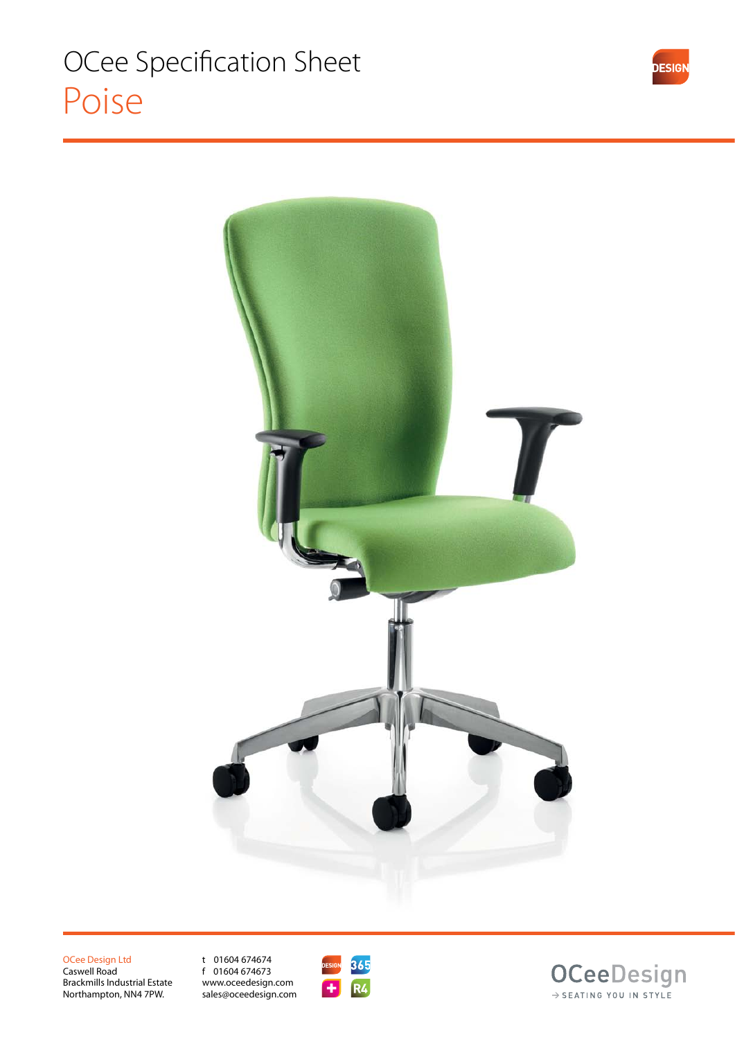# OCee Specification Sheet

## Poise

OCee Design Ltd
Caswell Road
Brackmills Industrial Estate
Northampton, NN4 7PW.

t 01604 674674
f 01604 674673
www.oceedesign.com
sales@oceedesign.com

OCeeDesign
→ SEATING YOU IN STYLE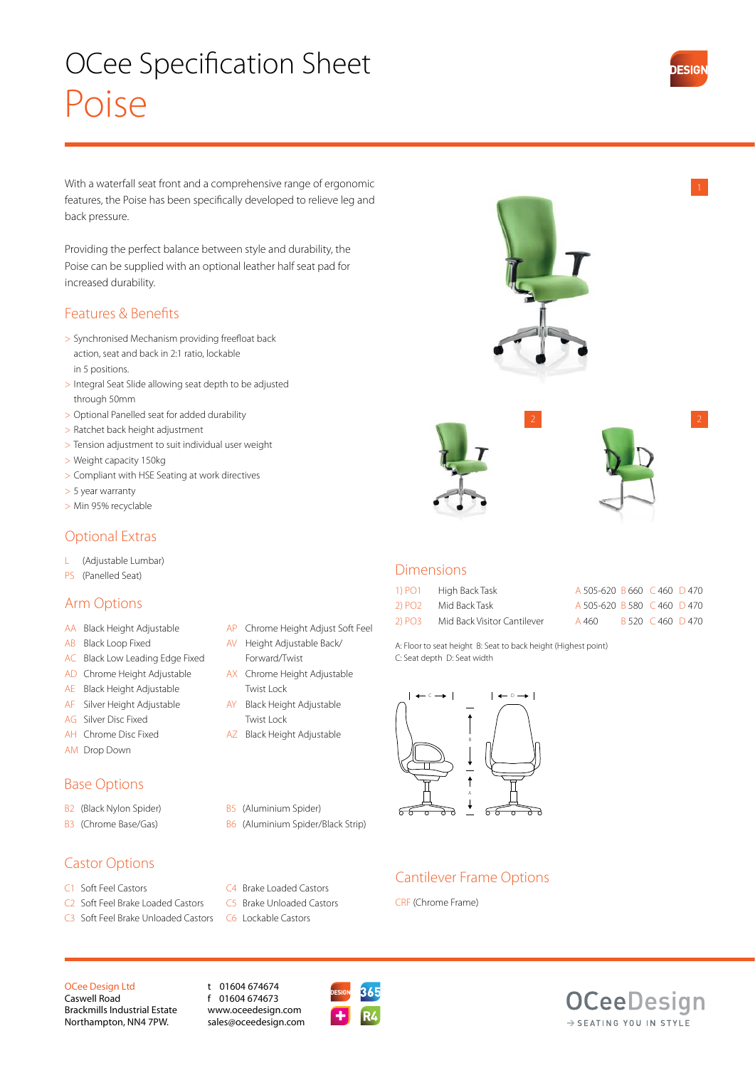# OCee Specification Sheet
# Poise

With a waterfall seat front and a comprehensive range of ergonomic features, the Poise has been specifically developed to relieve leg and back pressure.

Providing the perfect balance between style and durability, the Poise can be supplied with an optional leather half seat pad for increased durability.

## Features & Benefits

- Synchronised Mechanism providing freefloat back action, seat and back in 2:1 ratio, lockable in 5 positions.
- Integral Seat Slide allowing seat depth to be adjusted through 50mm
- Optional Panelled seat for added durability
- Ratchet back height adjustment
- Tension adjustment to suit individual user weight
- Weight capacity 150kg
- Compliant with HSE Seating at work directives
- 5 year warranty
- Min 95% recyclable

## Optional Extras

L (Adjustable Lumbar)
PS (Panelled Seat)

## Arm Options

AA Black Height Adjustable
AB Black Loop Fixed
AC Black Low Leading Edge Fixed
AD Chrome Height Adjustable
AE Black Height Adjustable
AF Silver Height Adjustable
AG Silver Disc Fixed
AH Chrome Disc Fixed
AM Drop Down
AP Chrome Height Adjust Soft Feel
AV Height Adjustable Back/ Forward/Twist
AX Chrome Height Adjustable Twist Lock
AY Black Height Adjustable Twist Lock
AZ Black Height Adjustable

## Base Options

B2 (Black Nylon Spider)
B3 (Chrome Base/Gas)
B5 (Aluminium Spider)
B6 (Aluminium Spider/Black Strip)

## Castor Options

C1 Soft Feel Castors
C2 Soft Feel Brake Loaded Castors
C3 Soft Feel Brake Unloaded Castors
C4 Brake Loaded Castors
C5 Brake Unloaded Castors
C6 Lockable Castors

## Dimensions

| | | A | B | C | D |
|---|---|---|---|---|---|
| 1) PO1 | High Back Task | 505-620 | 660 | 460 | 470 |
| 2) PO2 | Mid Back Task | 505-620 | 580 | 460 | 470 |
| 2) PO3 | Mid Back Visitor Cantilever | 460 | 520 | 460 | 470 |

A: Floor to seat height B: Seat to back height (Highest point)
C: Seat depth D: Seat width

## Cantilever Frame Options

CRF (Chrome Frame)

OCee Design Ltd
Caswell Road
Brackmills Industrial Estate
Northampton, NN4 7PW.

t 01604 674674
f 01604 674673
www.oceedesign.com
sales@oceedesign.com

OCeeDesign
→ SEATING YOU IN STYLE